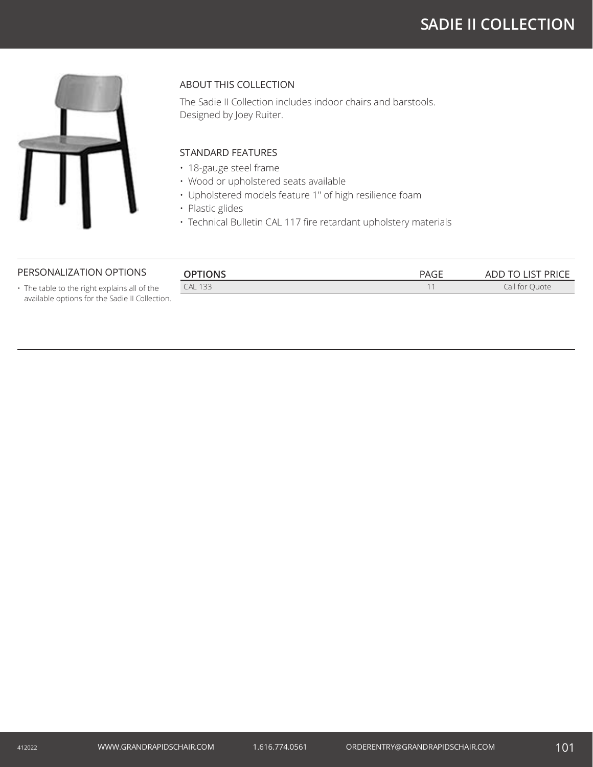# SADIE II COLLECTION

## ABOUT THIS COLLECTION

The Sadie II Collection includes indoor chairs and barstools.
Designed by Joey Ruiter.

## STANDARD FEATURES

- 18-gauge steel frame
- Wood or upholstered seats available
- Upholstered models feature 1" of high resilience foam
- Plastic glides
- Technical Bulletin CAL 117 fire retardant upholstery materials

## PERSONALIZATION OPTIONS

- The table to the right explains all of the available options for the Sadie II Collection.

| OPTIONS | PAGE | ADD TO LIST PRICE |
| --- | --- | --- |
| CAL 133 | 11 | Call for Quote |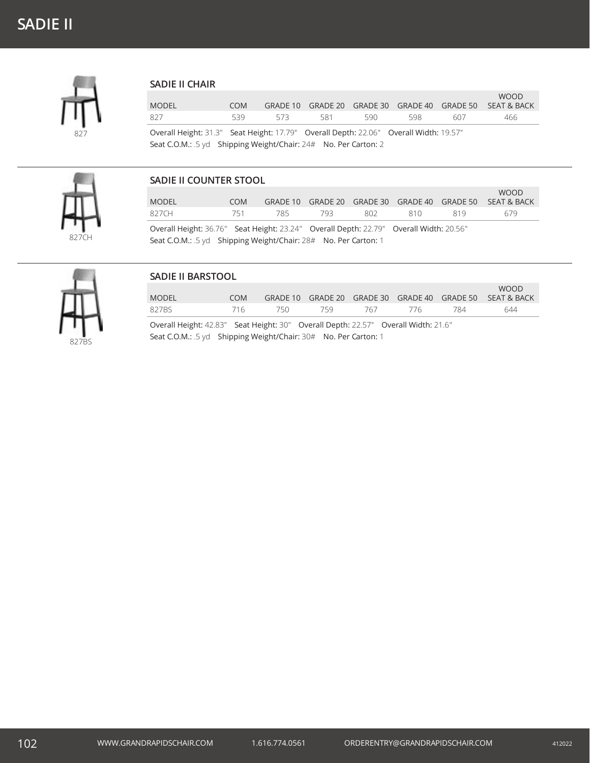# SADIE II

827

## SADIE II CHAIR

| MODEL | COM | GRADE 10 | GRADE 20 | GRADE 30 | GRADE 40 | GRADE 50 | WOOD SEAT & BACK |
|---|---|---|---|---|---|---|---|
| 827 | 539 | 573 | 581 | 590 | 598 | 607 | 466 |

Overall Height: 31.3"  Seat Height: 17.79"  Overall Depth: 22.06"  Overall Width: 19.57"
Seat C.O.M.: .5 yd  Shipping Weight/Chair: 24#  No. Per Carton: 2

827CH

## SADIE II COUNTER STOOL

| MODEL | COM | GRADE 10 | GRADE 20 | GRADE 30 | GRADE 40 | GRADE 50 | WOOD SEAT & BACK |
|---|---|---|---|---|---|---|---|
| 827CH | 751 | 785 | 793 | 802 | 810 | 819 | 679 |

Overall Height: 36.76"  Seat Height: 23.24"  Overall Depth: 22.79"  Overall Width: 20.56"
Seat C.O.M.: .5 yd  Shipping Weight/Chair: 28#  No. Per Carton: 1

827BS

## SADIE II BARSTOOL

| MODEL | COM | GRADE 10 | GRADE 20 | GRADE 30 | GRADE 40 | GRADE 50 | WOOD SEAT & BACK |
|---|---|---|---|---|---|---|---|
| 827BS | 716 | 750 | 759 | 767 | 776 | 784 | 644 |

Overall Height: 42.83"  Seat Height: 30"  Overall Depth: 22.57"  Overall Width: 21.6"
Seat C.O.M.: .5 yd  Shipping Weight/Chair: 30#  No. Per Carton: 1